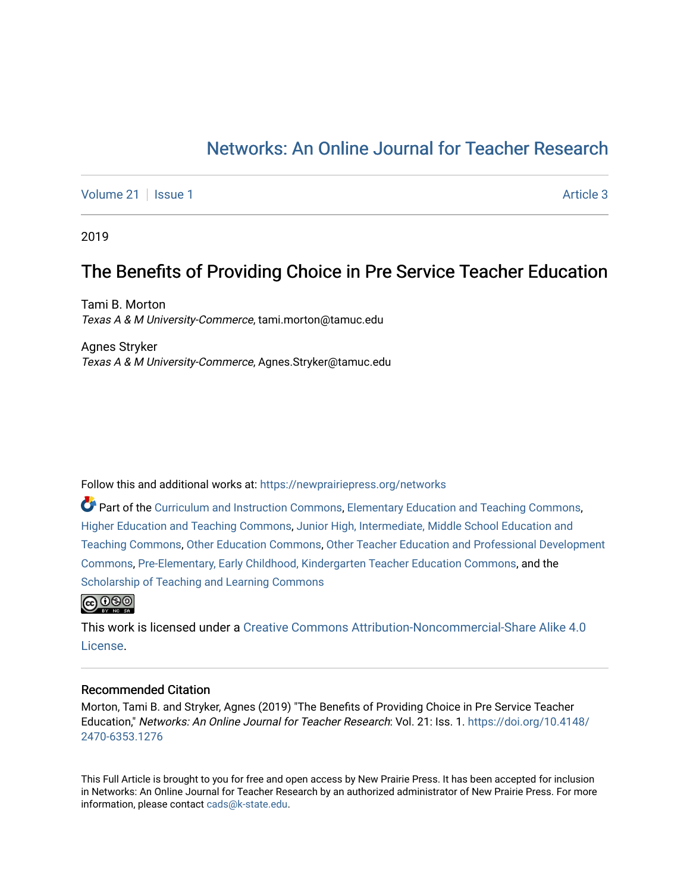Networks: An Online Journal for Teacher Research

Volume 21 | Issue 1 Article 3

2019

# The Benefits of Providing Choice in Pre Service Teacher Education

Tami B. Morton
*Texas A & M University-Commerce*, tami.morton@tamuc.edu

Agnes Stryker
*Texas A & M University-Commerce*, Agnes.Stryker@tamuc.edu

Follow this and additional works at: https://newprairiepress.org/networks

Part of the Curriculum and Instruction Commons, Elementary Education and Teaching Commons, Higher Education and Teaching Commons, Junior High, Intermediate, Middle School Education and Teaching Commons, Other Education Commons, Other Teacher Education and Professional Development Commons, Pre-Elementary, Early Childhood, Kindergarten Teacher Education Commons, and the Scholarship of Teaching and Learning Commons

This work is licensed under a Creative Commons Attribution-Noncommercial-Share Alike 4.0 License.

## Recommended Citation

Morton, Tami B. and Stryker, Agnes (2019) "The Benefits of Providing Choice in Pre Service Teacher Education," *Networks: An Online Journal for Teacher Research*: Vol. 21: Iss. 1. https://doi.org/10.4148/2470-6353.1276

This Full Article is brought to you for free and open access by New Prairie Press. It has been accepted for inclusion in Networks: An Online Journal for Teacher Research by an authorized administrator of New Prairie Press. For more information, please contact cads@k-state.edu.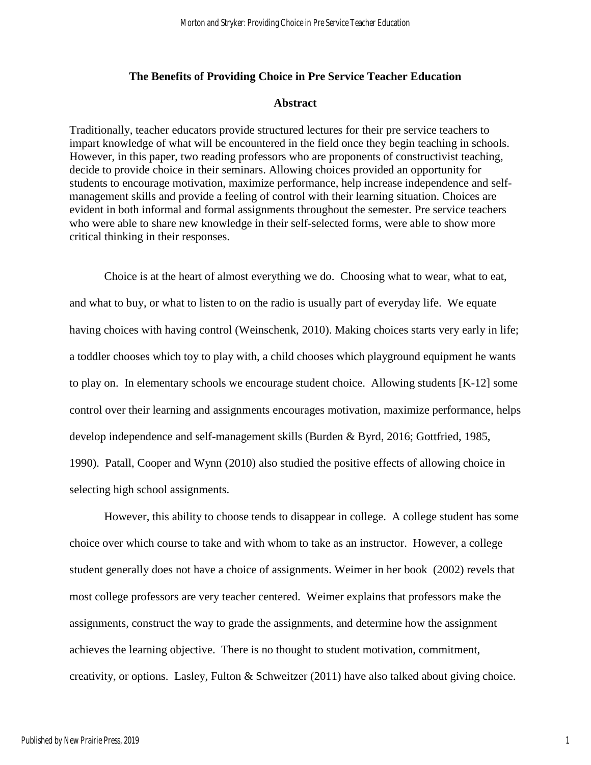# The Benefits of Providing Choice in Pre Service Teacher Education

## Abstract

Traditionally, teacher educators provide structured lectures for their pre service teachers to impart knowledge of what will be encountered in the field once they begin teaching in schools. However, in this paper, two reading professors who are proponents of constructivist teaching, decide to provide choice in their seminars. Allowing choices provided an opportunity for students to encourage motivation, maximize performance, help increase independence and self-management skills and provide a feeling of control with their learning situation. Choices are evident in both informal and formal assignments throughout the semester. Pre service teachers who were able to share new knowledge in their self-selected forms, were able to show more critical thinking in their responses.

Choice is at the heart of almost everything we do. Choosing what to wear, what to eat, and what to buy, or what to listen to on the radio is usually part of everyday life. We equate having choices with having control (Weinschenk, 2010). Making choices starts very early in life; a toddler chooses which toy to play with, a child chooses which playground equipment he wants to play on. In elementary schools we encourage student choice. Allowing students [K-12] some control over their learning and assignments encourages motivation, maximize performance, helps develop independence and self-management skills (Burden & Byrd, 2016; Gottfried, 1985, 1990). Patall, Cooper and Wynn (2010) also studied the positive effects of allowing choice in selecting high school assignments.

However, this ability to choose tends to disappear in college. A college student has some choice over which course to take and with whom to take as an instructor. However, a college student generally does not have a choice of assignments. Weimer in her book (2002) revels that most college professors are very teacher centered. Weimer explains that professors make the assignments, construct the way to grade the assignments, and determine how the assignment achieves the learning objective. There is no thought to student motivation, commitment, creativity, or options. Lasley, Fulton & Schweitzer (2011) have also talked about giving choice.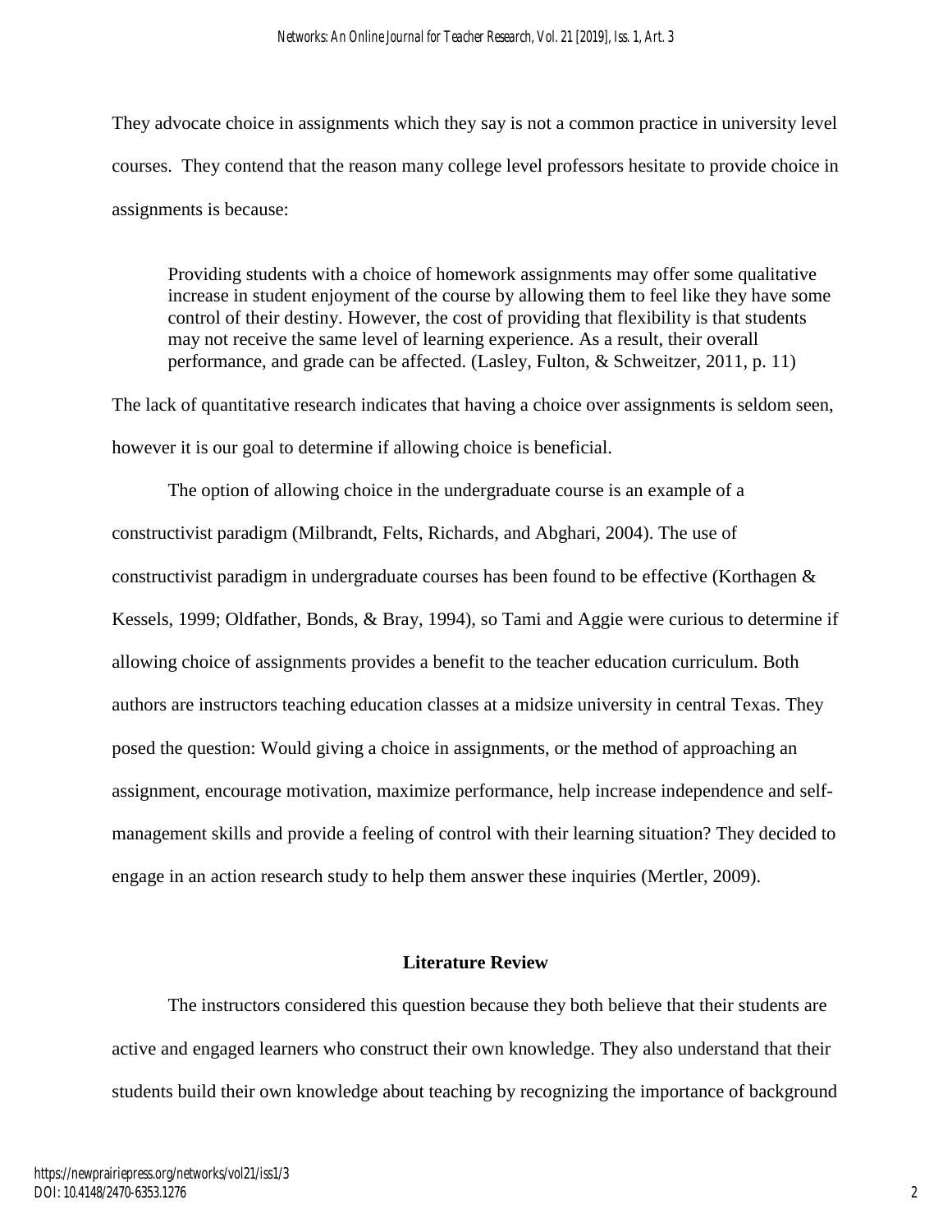They advocate choice in assignments which they say is not a common practice in university level courses. They contend that the reason many college level professors hesitate to provide choice in assignments is because:

> Providing students with a choice of homework assignments may offer some qualitative increase in student enjoyment of the course by allowing them to feel like they have some control of their destiny. However, the cost of providing that flexibility is that students may not receive the same level of learning experience. As a result, their overall performance, and grade can be affected. (Lasley, Fulton, & Schweitzer, 2011, p. 11)

The lack of quantitative research indicates that having a choice over assignments is seldom seen, however it is our goal to determine if allowing choice is beneficial.

The option of allowing choice in the undergraduate course is an example of a constructivist paradigm (Milbrandt, Felts, Richards, and Abghari, 2004). The use of constructivist paradigm in undergraduate courses has been found to be effective (Korthagen & Kessels, 1999; Oldfather, Bonds, & Bray, 1994), so Tami and Aggie were curious to determine if allowing choice of assignments provides a benefit to the teacher education curriculum. Both authors are instructors teaching education classes at a midsize university in central Texas. They posed the question: Would giving a choice in assignments, or the method of approaching an assignment, encourage motivation, maximize performance, help increase independence and self-management skills and provide a feeling of control with their learning situation? They decided to engage in an action research study to help them answer these inquiries (Mertler, 2009).

## Literature Review

The instructors considered this question because they both believe that their students are active and engaged learners who construct their own knowledge. They also understand that their students build their own knowledge about teaching by recognizing the importance of background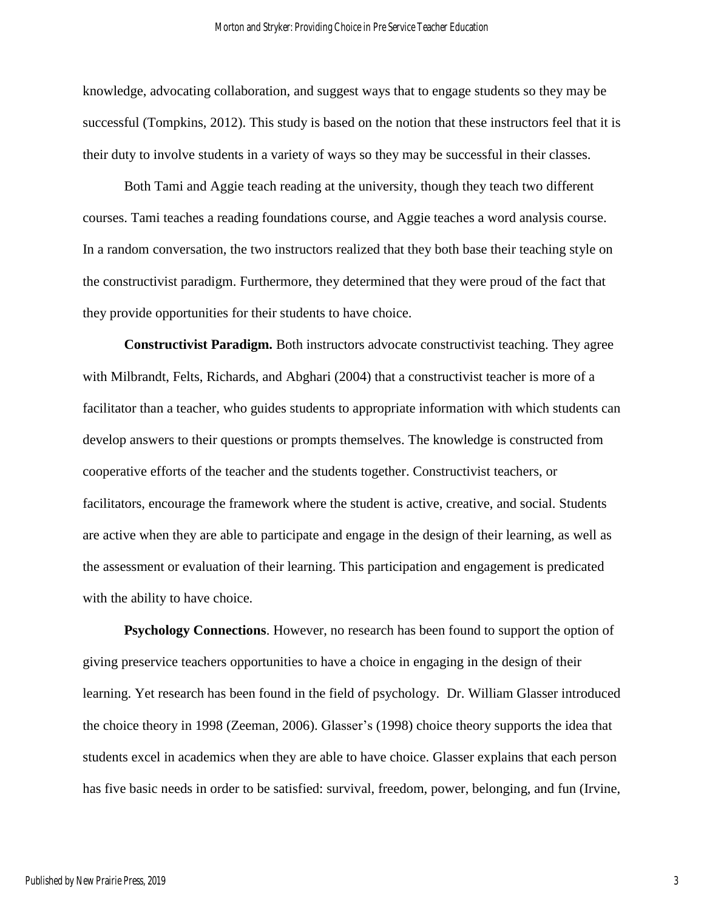knowledge, advocating collaboration, and suggest ways that to engage students so they may be successful (Tompkins, 2012). This study is based on the notion that these instructors feel that it is their duty to involve students in a variety of ways so they may be successful in their classes.

Both Tami and Aggie teach reading at the university, though they teach two different courses. Tami teaches a reading foundations course, and Aggie teaches a word analysis course. In a random conversation, the two instructors realized that they both base their teaching style on the constructivist paradigm. Furthermore, they determined that they were proud of the fact that they provide opportunities for their students to have choice.

**Constructivist Paradigm.** Both instructors advocate constructivist teaching. They agree with Milbrandt, Felts, Richards, and Abghari (2004) that a constructivist teacher is more of a facilitator than a teacher, who guides students to appropriate information with which students can develop answers to their questions or prompts themselves. The knowledge is constructed from cooperative efforts of the teacher and the students together. Constructivist teachers, or facilitators, encourage the framework where the student is active, creative, and social. Students are active when they are able to participate and engage in the design of their learning, as well as the assessment or evaluation of their learning. This participation and engagement is predicated with the ability to have choice.

**Psychology Connections**. However, no research has been found to support the option of giving preservice teachers opportunities to have a choice in engaging in the design of their learning. Yet research has been found in the field of psychology. Dr. William Glasser introduced the choice theory in 1998 (Zeeman, 2006). Glasser's (1998) choice theory supports the idea that students excel in academics when they are able to have choice. Glasser explains that each person has five basic needs in order to be satisfied: survival, freedom, power, belonging, and fun (Irvine,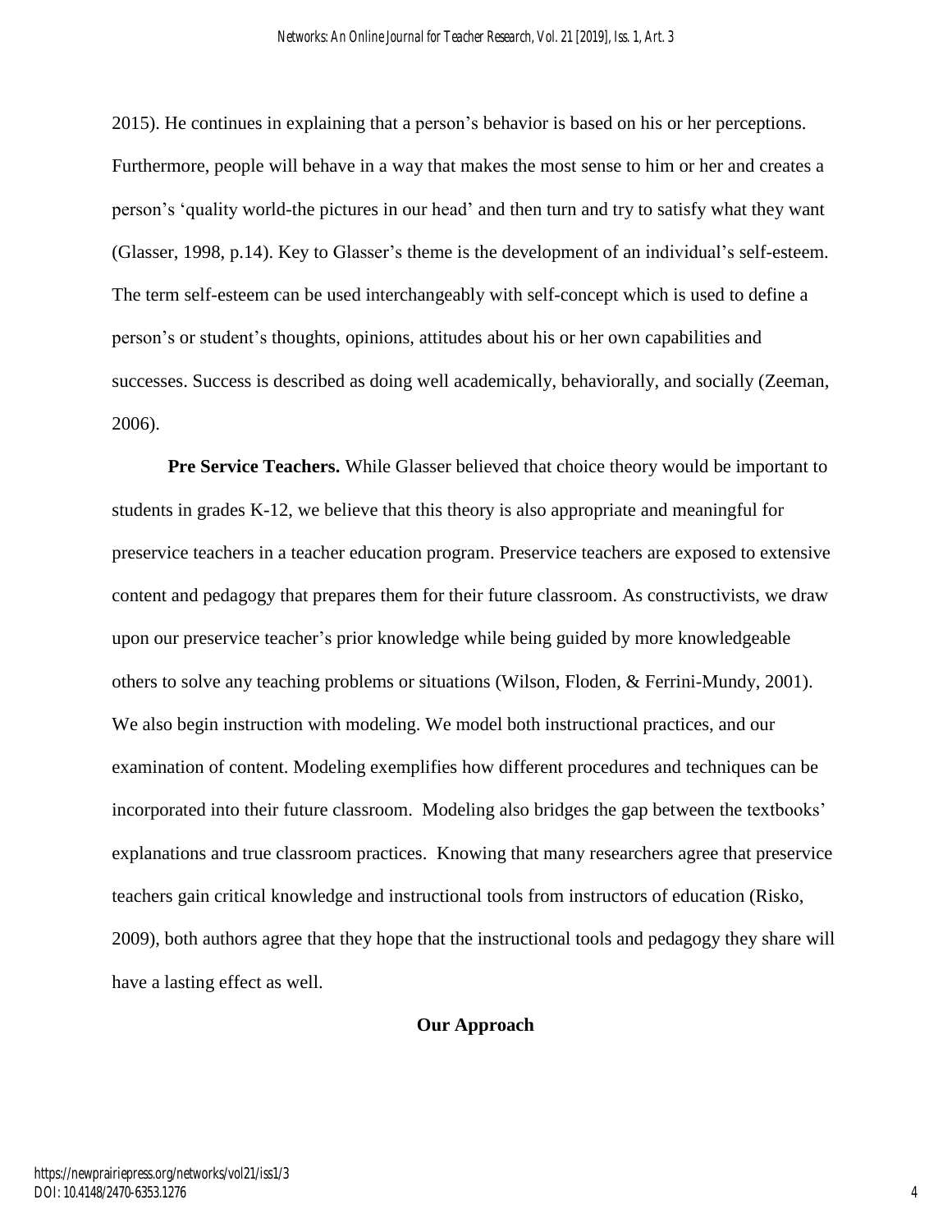2015). He continues in explaining that a person's behavior is based on his or her perceptions. Furthermore, people will behave in a way that makes the most sense to him or her and creates a person's 'quality world-the pictures in our head' and then turn and try to satisfy what they want (Glasser, 1998, p.14). Key to Glasser's theme is the development of an individual's self-esteem. The term self-esteem can be used interchangeably with self-concept which is used to define a person's or student's thoughts, opinions, attitudes about his or her own capabilities and successes. Success is described as doing well academically, behaviorally, and socially (Zeeman, 2006).

**Pre Service Teachers.** While Glasser believed that choice theory would be important to students in grades K-12, we believe that this theory is also appropriate and meaningful for preservice teachers in a teacher education program. Preservice teachers are exposed to extensive content and pedagogy that prepares them for their future classroom. As constructivists, we draw upon our preservice teacher's prior knowledge while being guided by more knowledgeable others to solve any teaching problems or situations (Wilson, Floden, & Ferrini-Mundy, 2001). We also begin instruction with modeling. We model both instructional practices, and our examination of content. Modeling exemplifies how different procedures and techniques can be incorporated into their future classroom. Modeling also bridges the gap between the textbooks' explanations and true classroom practices. Knowing that many researchers agree that preservice teachers gain critical knowledge and instructional tools from instructors of education (Risko, 2009), both authors agree that they hope that the instructional tools and pedagogy they share will have a lasting effect as well.

## Our Approach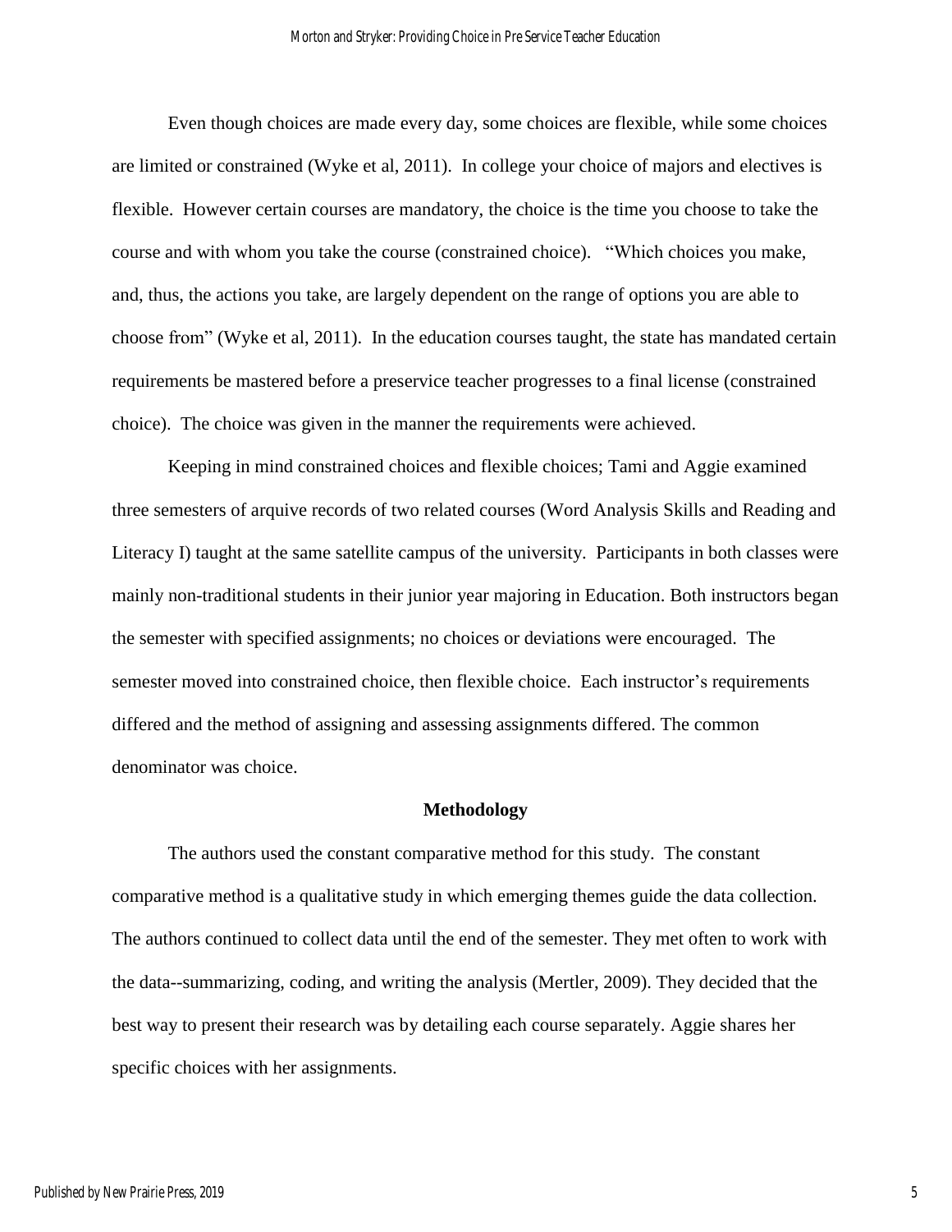Even though choices are made every day, some choices are flexible, while some choices are limited or constrained (Wyke et al, 2011). In college your choice of majors and electives is flexible. However certain courses are mandatory, the choice is the time you choose to take the course and with whom you take the course (constrained choice). "Which choices you make, and, thus, the actions you take, are largely dependent on the range of options you are able to choose from" (Wyke et al, 2011). In the education courses taught, the state has mandated certain requirements be mastered before a preservice teacher progresses to a final license (constrained choice). The choice was given in the manner the requirements were achieved.

Keeping in mind constrained choices and flexible choices; Tami and Aggie examined three semesters of arquive records of two related courses (Word Analysis Skills and Reading and Literacy I) taught at the same satellite campus of the university. Participants in both classes were mainly non-traditional students in their junior year majoring in Education. Both instructors began the semester with specified assignments; no choices or deviations were encouraged. The semester moved into constrained choice, then flexible choice. Each instructor's requirements differed and the method of assigning and assessing assignments differed. The common denominator was choice.

## Methodology

The authors used the constant comparative method for this study. The constant comparative method is a qualitative study in which emerging themes guide the data collection. The authors continued to collect data until the end of the semester. They met often to work with the data--summarizing, coding, and writing the analysis (Mertler, 2009). They decided that the best way to present their research was by detailing each course separately. Aggie shares her specific choices with her assignments.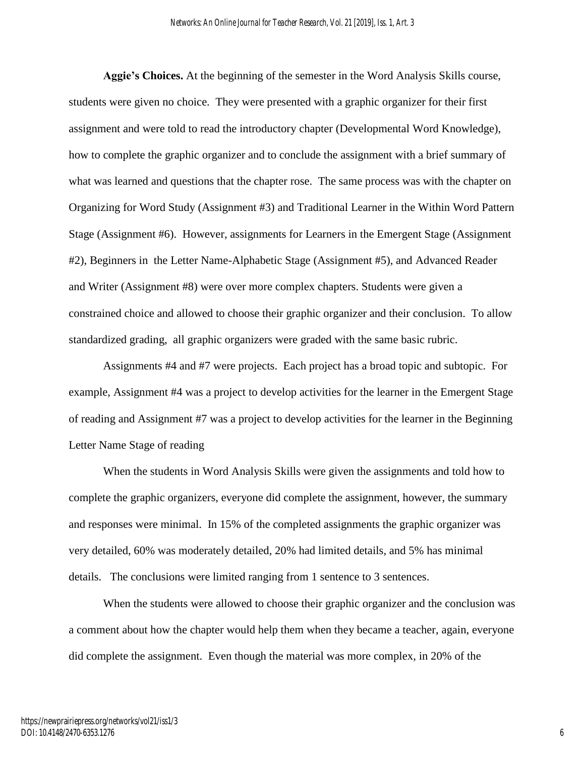**Aggie's Choices.** At the beginning of the semester in the Word Analysis Skills course, students were given no choice. They were presented with a graphic organizer for their first assignment and were told to read the introductory chapter (Developmental Word Knowledge), how to complete the graphic organizer and to conclude the assignment with a brief summary of what was learned and questions that the chapter rose. The same process was with the chapter on Organizing for Word Study (Assignment #3) and Traditional Learner in the Within Word Pattern Stage (Assignment #6). However, assignments for Learners in the Emergent Stage (Assignment #2), Beginners in the Letter Name-Alphabetic Stage (Assignment #5), and Advanced Reader and Writer (Assignment #8) were over more complex chapters. Students were given a constrained choice and allowed to choose their graphic organizer and their conclusion. To allow standardized grading, all graphic organizers were graded with the same basic rubric.

Assignments #4 and #7 were projects. Each project has a broad topic and subtopic. For example, Assignment #4 was a project to develop activities for the learner in the Emergent Stage of reading and Assignment #7 was a project to develop activities for the learner in the Beginning Letter Name Stage of reading

When the students in Word Analysis Skills were given the assignments and told how to complete the graphic organizers, everyone did complete the assignment, however, the summary and responses were minimal. In 15% of the completed assignments the graphic organizer was very detailed, 60% was moderately detailed, 20% had limited details, and 5% has minimal details. The conclusions were limited ranging from 1 sentence to 3 sentences.

When the students were allowed to choose their graphic organizer and the conclusion was a comment about how the chapter would help them when they became a teacher, again, everyone did complete the assignment. Even though the material was more complex, in 20% of the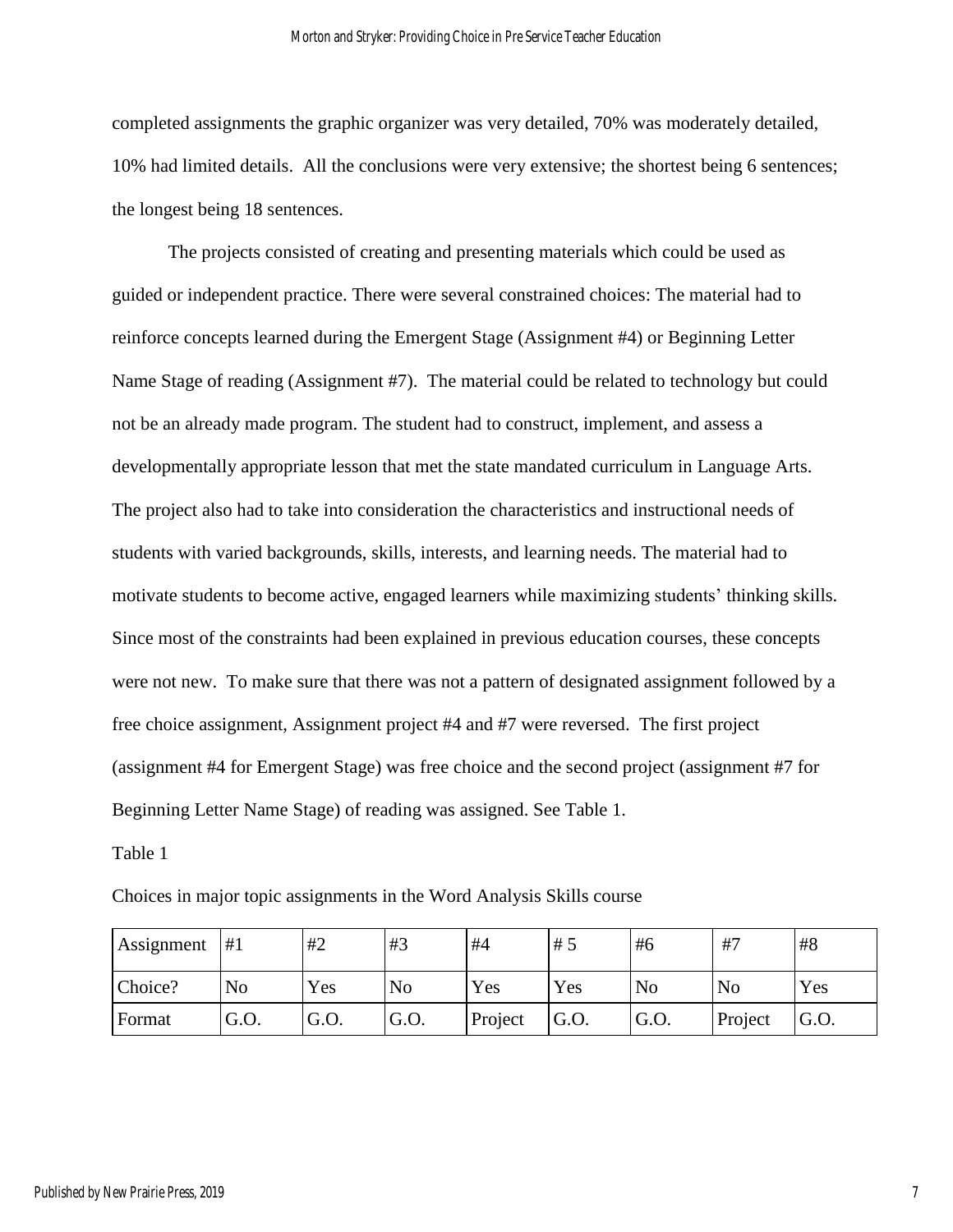completed assignments the graphic organizer was very detailed, 70% was moderately detailed, 10% had limited details. All the conclusions were very extensive; the shortest being 6 sentences; the longest being 18 sentences.

The projects consisted of creating and presenting materials which could be used as guided or independent practice. There were several constrained choices: The material had to reinforce concepts learned during the Emergent Stage (Assignment #4) or Beginning Letter Name Stage of reading (Assignment #7). The material could be related to technology but could not be an already made program. The student had to construct, implement, and assess a developmentally appropriate lesson that met the state mandated curriculum in Language Arts. The project also had to take into consideration the characteristics and instructional needs of students with varied backgrounds, skills, interests, and learning needs. The material had to motivate students to become active, engaged learners while maximizing students' thinking skills. Since most of the constraints had been explained in previous education courses, these concepts were not new. To make sure that there was not a pattern of designated assignment followed by a free choice assignment, Assignment project #4 and #7 were reversed. The first project (assignment #4 for Emergent Stage) was free choice and the second project (assignment #7 for Beginning Letter Name Stage) of reading was assigned. See Table 1.

Table 1

Choices in major topic assignments in the Word Analysis Skills course

| Assignment | #1 | #2 | #3 | #4 | # 5 | #6 | #7 | #8 |
|---|---|---|---|---|---|---|---|---|
| Choice? | No | Yes | No | Yes | Yes | No | No | Yes |
| Format | G.O. | G.O. | G.O. | Project | G.O. | G.O. | Project | G.O. |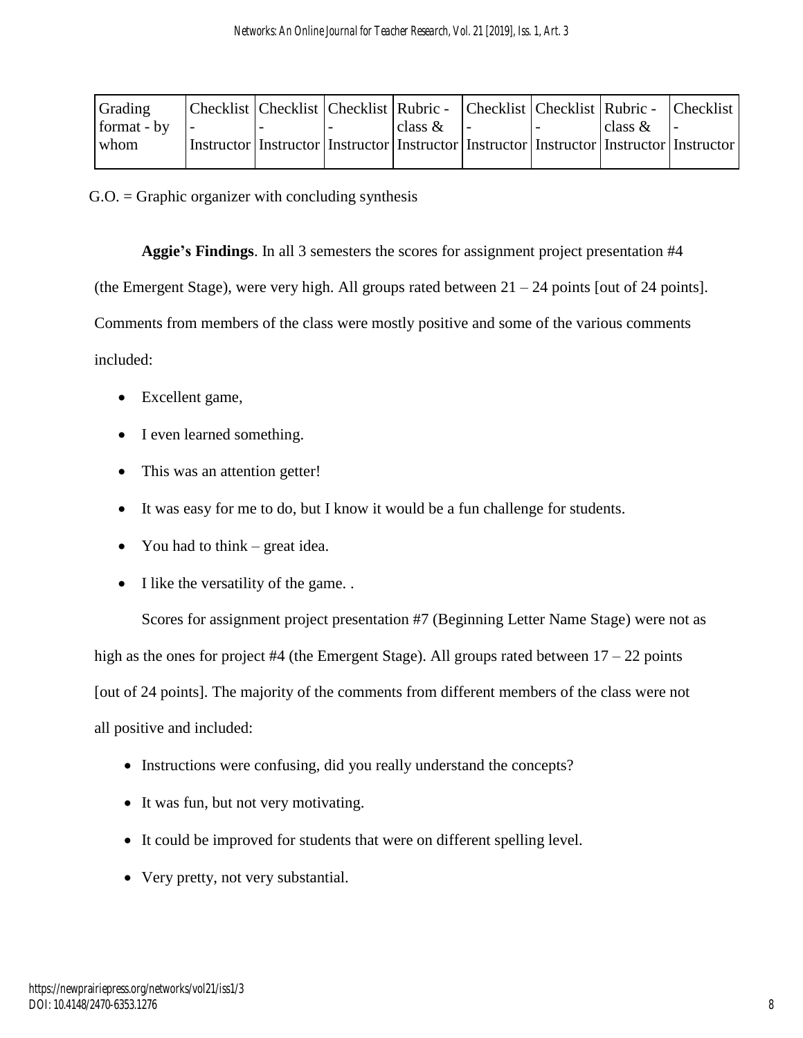| Grading format - by whom | Checklist - Instructor | Checklist - Instructor | Checklist - Instructor | Rubric - class & Instructor | Checklist - Instructor | Checklist - Instructor | Rubric - class & Instructor | Checklist - Instructor |
|---|---|---|---|---|---|---|---|---|

G.O. = Graphic organizer with concluding synthesis

**Aggie's Findings**. In all 3 semesters the scores for assignment project presentation #4 (the Emergent Stage), were very high. All groups rated between 21 – 24 points [out of 24 points]. Comments from members of the class were mostly positive and some of the various comments included:

- Excellent game,
- I even learned something.
- This was an attention getter!
- It was easy for me to do, but I know it would be a fun challenge for students.
- You had to think – great idea.
- I like the versatility of the game. .

Scores for assignment project presentation #7 (Beginning Letter Name Stage) were not as high as the ones for project #4 (the Emergent Stage). All groups rated between 17 – 22 points [out of 24 points]. The majority of the comments from different members of the class were not all positive and included:

- Instructions were confusing, did you really understand the concepts?
- It was fun, but not very motivating.
- It could be improved for students that were on different spelling level.
- Very pretty, not very substantial.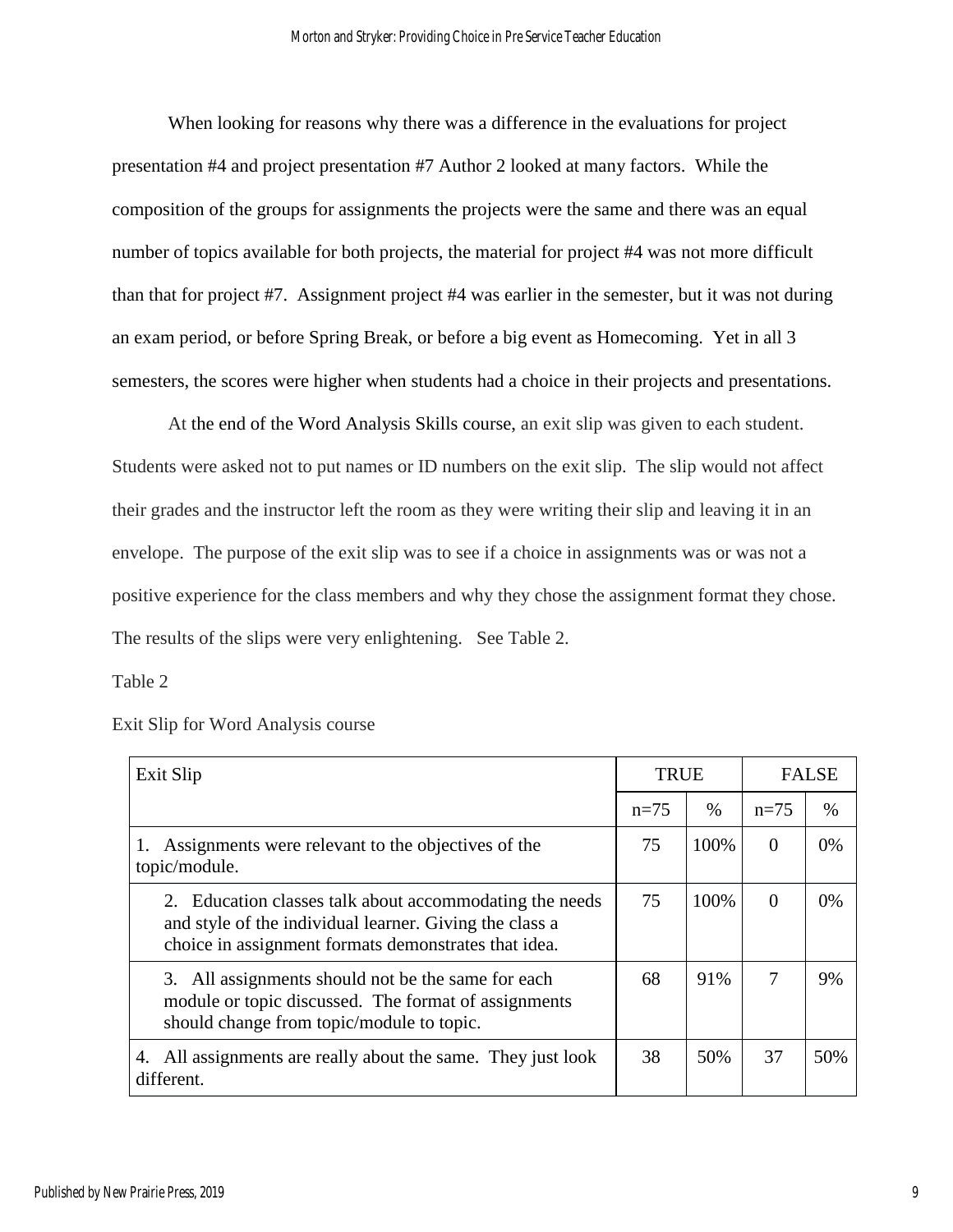When looking for reasons why there was a difference in the evaluations for project presentation #4 and project presentation #7 Author 2 looked at many factors. While the composition of the groups for assignments the projects were the same and there was an equal number of topics available for both projects, the material for project #4 was not more difficult than that for project #7. Assignment project #4 was earlier in the semester, but it was not during an exam period, or before Spring Break, or before a big event as Homecoming. Yet in all 3 semesters, the scores were higher when students had a choice in their projects and presentations.

At the end of the Word Analysis Skills course, an exit slip was given to each student. Students were asked not to put names or ID numbers on the exit slip. The slip would not affect their grades and the instructor left the room as they were writing their slip and leaving it in an envelope. The purpose of the exit slip was to see if a choice in assignments was or was not a positive experience for the class members and why they chose the assignment format they chose. The results of the slips were very enlightening. See Table 2.

Table 2

Exit Slip for Word Analysis course

| Exit Slip | TRUE | | FALSE | |
|---|---|---|---|---|
| | n=75 | % | n=75 | % |
| 1. Assignments were relevant to the objectives of the topic/module. | 75 | 100% | 0 | 0% |
| 2. Education classes talk about accommodating the needs and style of the individual learner. Giving the class a choice in assignment formats demonstrates that idea. | 75 | 100% | 0 | 0% |
| 3. All assignments should not be the same for each module or topic discussed. The format of assignments should change from topic/module to topic. | 68 | 91% | 7 | 9% |
| 4. All assignments are really about the same. They just look different. | 38 | 50% | 37 | 50% |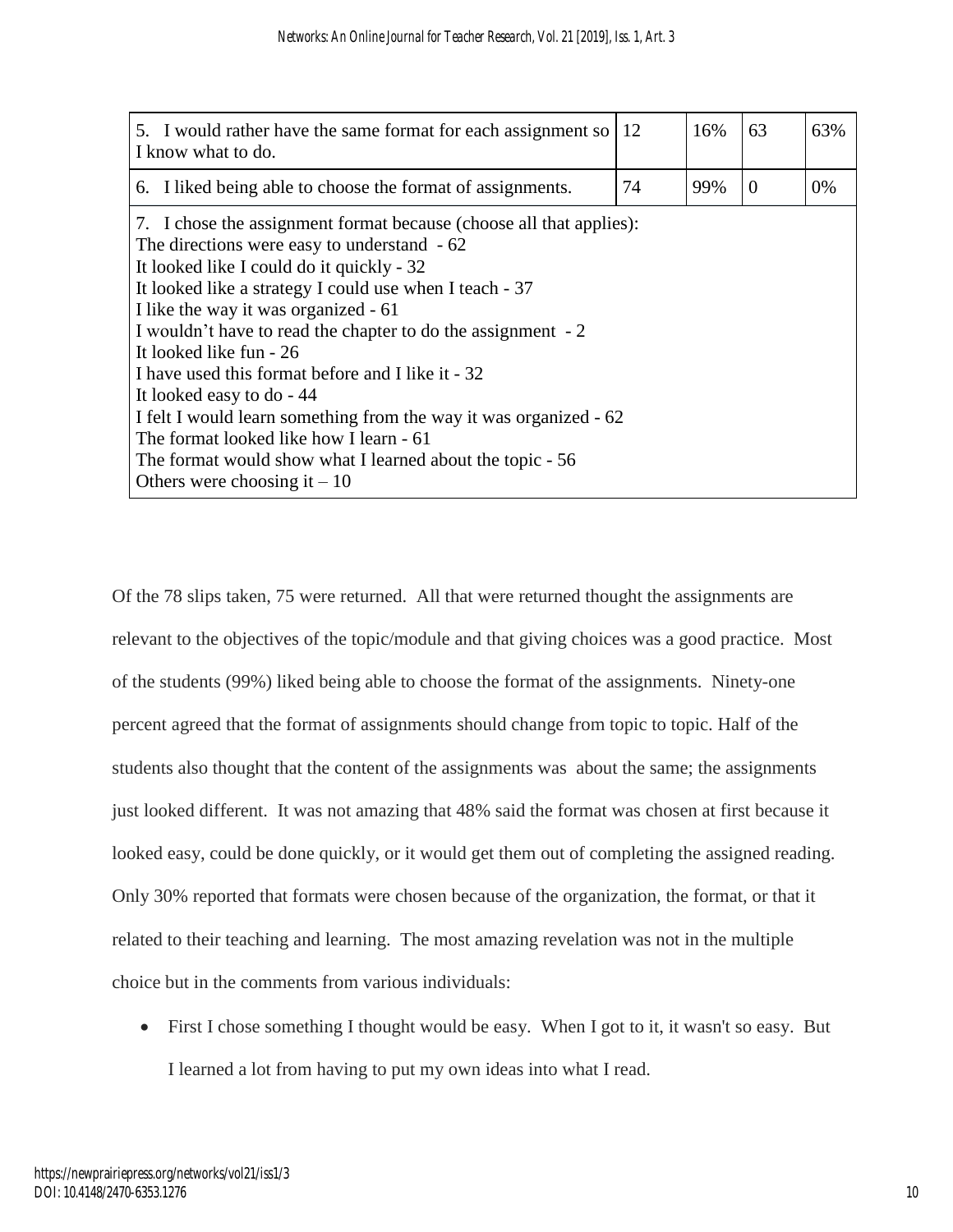| | | | | |
|---|---|---|---|---|
| 5. I would rather have the same format for each assignment so I know what to do. | 12 | 16% | 63 | 63% |
| 6. I liked being able to choose the format of assignments. | 74 | 99% | 0 | 0% |
| 7. I chose the assignment format because (choose all that applies):<br>The directions were easy to understand - 62<br>It looked like I could do it quickly - 32<br>It looked like a strategy I could use when I teach - 37<br>I like the way it was organized - 61<br>I wouldn't have to read the chapter to do the assignment - 2<br>It looked like fun - 26<br>I have used this format before and I like it - 32<br>It looked easy to do - 44<br>I felt I would learn something from the way it was organized - 62<br>The format looked like how I learn - 61<br>The format would show what I learned about the topic - 56<br>Others were choosing it – 10 | | | | |

Of the 78 slips taken, 75 were returned. All that were returned thought the assignments are relevant to the objectives of the topic/module and that giving choices was a good practice. Most of the students (99%) liked being able to choose the format of the assignments. Ninety-one percent agreed that the format of assignments should change from topic to topic. Half of the students also thought that the content of the assignments was about the same; the assignments just looked different. It was not amazing that 48% said the format was chosen at first because it looked easy, could be done quickly, or it would get them out of completing the assigned reading. Only 30% reported that formats were chosen because of the organization, the format, or that it related to their teaching and learning. The most amazing revelation was not in the multiple choice but in the comments from various individuals:

- First I chose something I thought would be easy. When I got to it, it wasn't so easy. But I learned a lot from having to put my own ideas into what I read.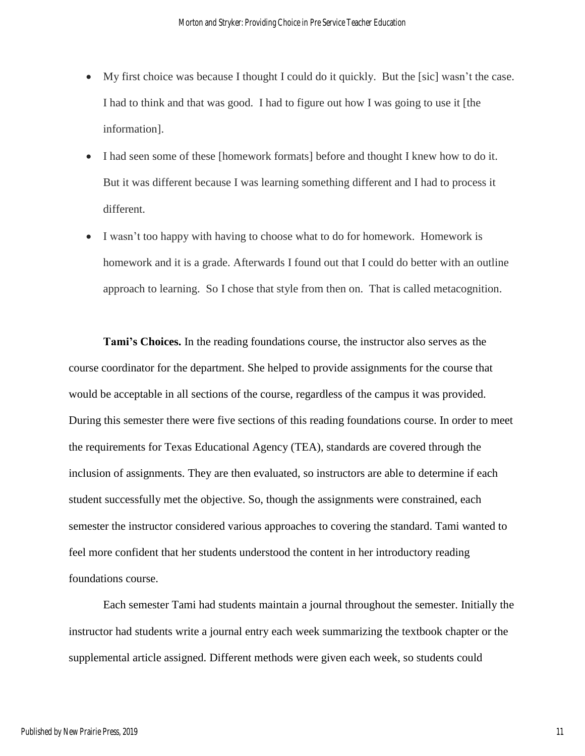- My first choice was because I thought I could do it quickly. But the [sic] wasn't the case. I had to think and that was good. I had to figure out how I was going to use it [the information].
- I had seen some of these [homework formats] before and thought I knew how to do it. But it was different because I was learning something different and I had to process it different.
- I wasn't too happy with having to choose what to do for homework. Homework is homework and it is a grade. Afterwards I found out that I could do better with an outline approach to learning. So I chose that style from then on. That is called metacognition.

**Tami's Choices.** In the reading foundations course, the instructor also serves as the course coordinator for the department. She helped to provide assignments for the course that would be acceptable in all sections of the course, regardless of the campus it was provided. During this semester there were five sections of this reading foundations course. In order to meet the requirements for Texas Educational Agency (TEA), standards are covered through the inclusion of assignments. They are then evaluated, so instructors are able to determine if each student successfully met the objective. So, though the assignments were constrained, each semester the instructor considered various approaches to covering the standard. Tami wanted to feel more confident that her students understood the content in her introductory reading foundations course.

Each semester Tami had students maintain a journal throughout the semester. Initially the instructor had students write a journal entry each week summarizing the textbook chapter or the supplemental article assigned. Different methods were given each week, so students could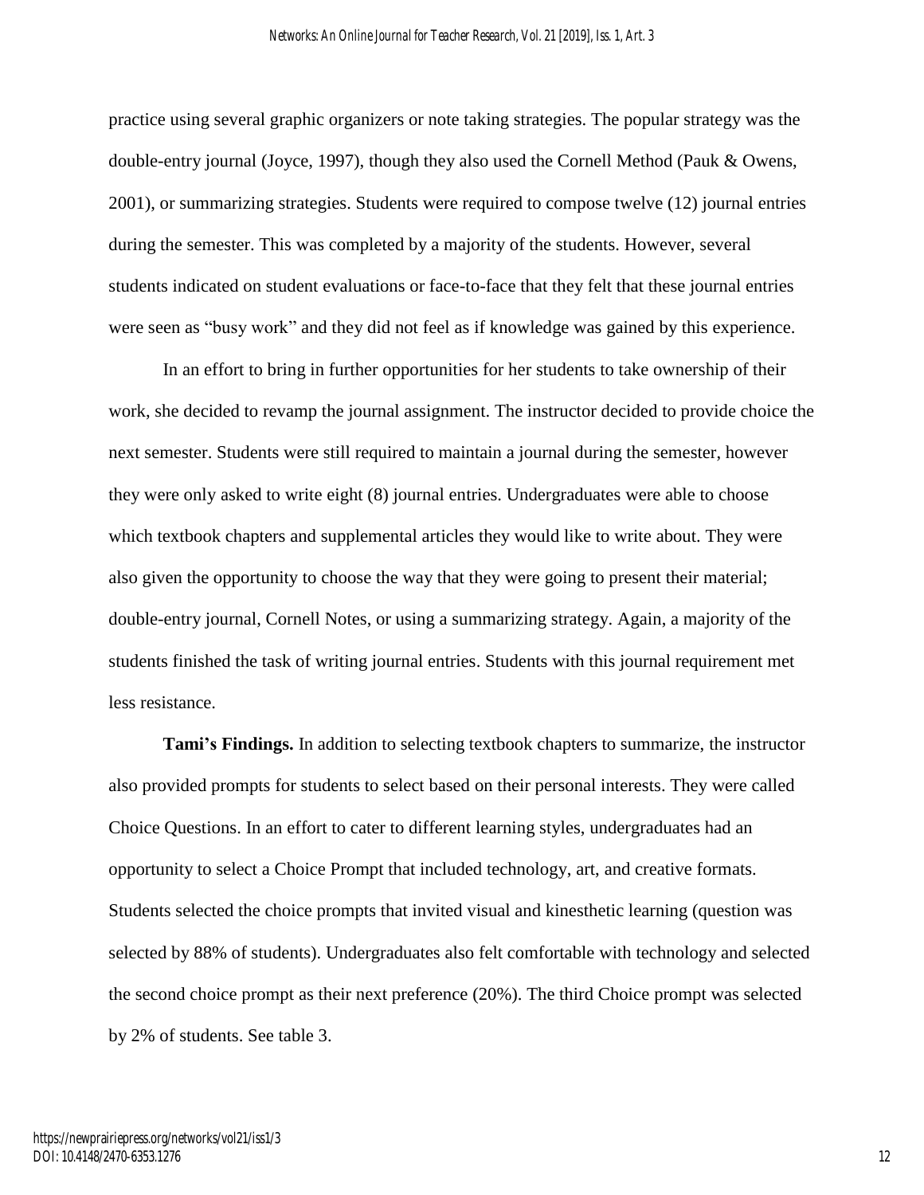practice using several graphic organizers or note taking strategies. The popular strategy was the double-entry journal (Joyce, 1997), though they also used the Cornell Method (Pauk & Owens, 2001), or summarizing strategies. Students were required to compose twelve (12) journal entries during the semester. This was completed by a majority of the students. However, several students indicated on student evaluations or face-to-face that they felt that these journal entries were seen as "busy work" and they did not feel as if knowledge was gained by this experience.

In an effort to bring in further opportunities for her students to take ownership of their work, she decided to revamp the journal assignment. The instructor decided to provide choice the next semester. Students were still required to maintain a journal during the semester, however they were only asked to write eight (8) journal entries. Undergraduates were able to choose which textbook chapters and supplemental articles they would like to write about. They were also given the opportunity to choose the way that they were going to present their material; double-entry journal, Cornell Notes, or using a summarizing strategy. Again, a majority of the students finished the task of writing journal entries. Students with this journal requirement met less resistance.

**Tami's Findings.** In addition to selecting textbook chapters to summarize, the instructor also provided prompts for students to select based on their personal interests. They were called Choice Questions. In an effort to cater to different learning styles, undergraduates had an opportunity to select a Choice Prompt that included technology, art, and creative formats. Students selected the choice prompts that invited visual and kinesthetic learning (question was selected by 88% of students). Undergraduates also felt comfortable with technology and selected the second choice prompt as their next preference (20%). The third Choice prompt was selected by 2% of students. See table 3.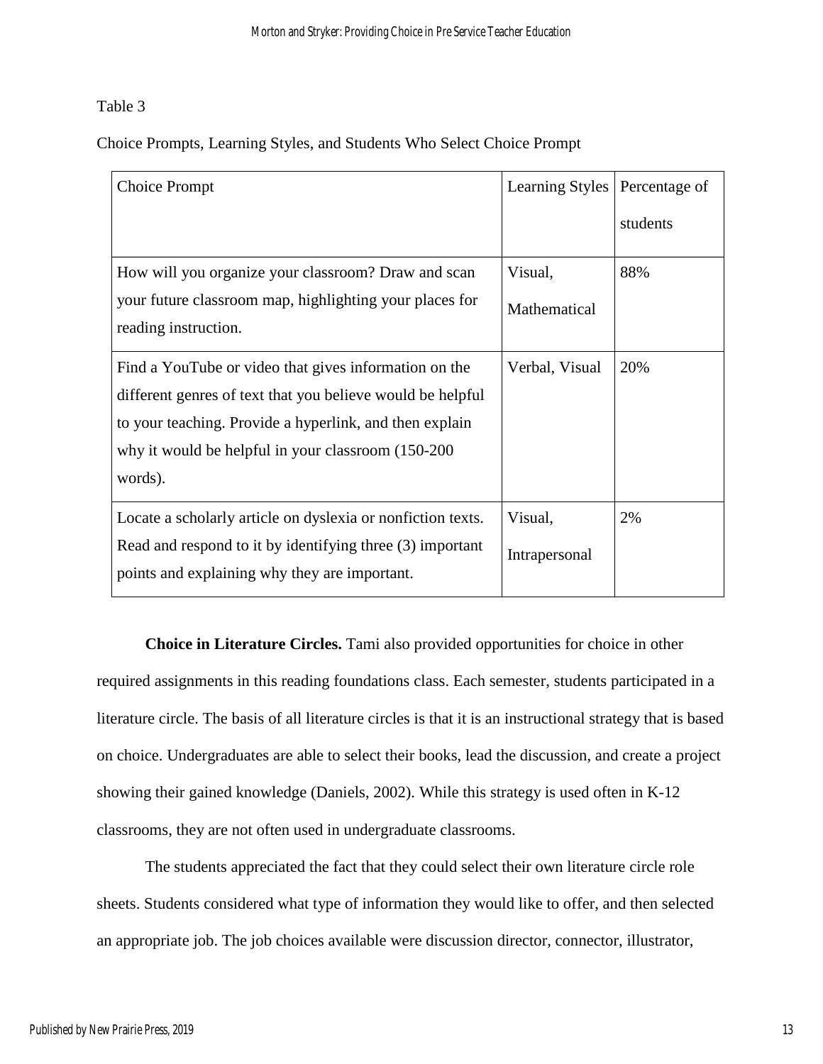Table 3

Choice Prompts, Learning Styles, and Students Who Select Choice Prompt

| Choice Prompt | Learning Styles | Percentage of students |
| --- | --- | --- |
| How will you organize your classroom? Draw and scan your future classroom map, highlighting your places for reading instruction. | Visual, Mathematical | 88% |
| Find a YouTube or video that gives information on the different genres of text that you believe would be helpful to your teaching. Provide a hyperlink, and then explain why it would be helpful in your classroom (150-200 words). | Verbal, Visual | 20% |
| Locate a scholarly article on dyslexia or nonfiction texts. Read and respond to it by identifying three (3) important points and explaining why they are important. | Visual, Intrapersonal | 2% |

**Choice in Literature Circles.** Tami also provided opportunities for choice in other required assignments in this reading foundations class. Each semester, students participated in a literature circle. The basis of all literature circles is that it is an instructional strategy that is based on choice. Undergraduates are able to select their books, lead the discussion, and create a project showing their gained knowledge (Daniels, 2002). While this strategy is used often in K-12 classrooms, they are not often used in undergraduate classrooms.

The students appreciated the fact that they could select their own literature circle role sheets. Students considered what type of information they would like to offer, and then selected an appropriate job. The job choices available were discussion director, connector, illustrator,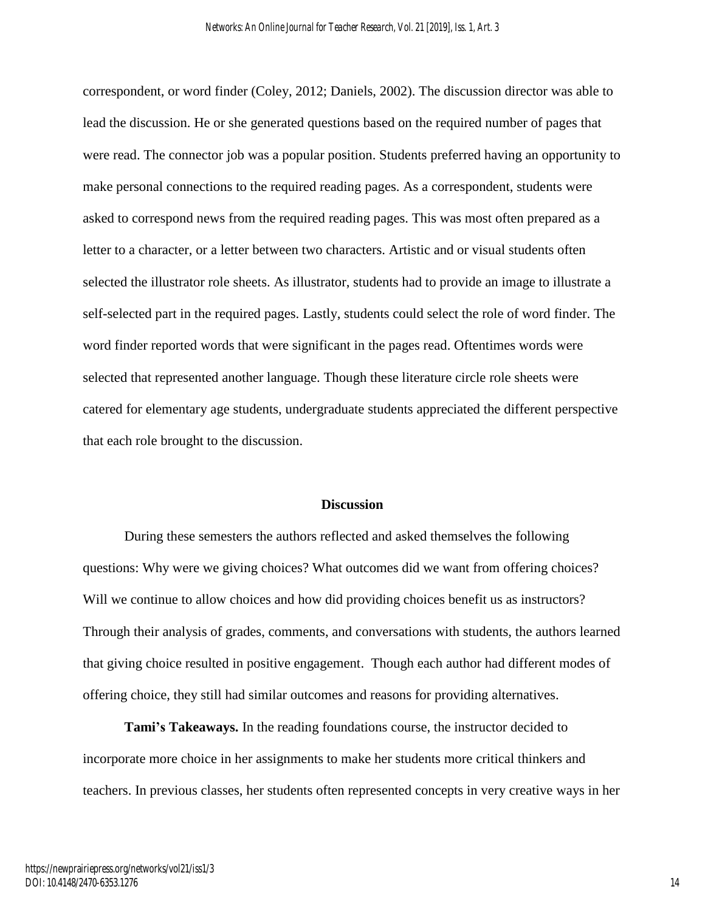correspondent, or word finder (Coley, 2012; Daniels, 2002). The discussion director was able to lead the discussion. He or she generated questions based on the required number of pages that were read. The connector job was a popular position. Students preferred having an opportunity to make personal connections to the required reading pages. As a correspondent, students were asked to correspond news from the required reading pages. This was most often prepared as a letter to a character, or a letter between two characters. Artistic and or visual students often selected the illustrator role sheets. As illustrator, students had to provide an image to illustrate a self-selected part in the required pages. Lastly, students could select the role of word finder. The word finder reported words that were significant in the pages read. Oftentimes words were selected that represented another language. Though these literature circle role sheets were catered for elementary age students, undergraduate students appreciated the different perspective that each role brought to the discussion.

## Discussion

During these semesters the authors reflected and asked themselves the following questions: Why were we giving choices? What outcomes did we want from offering choices? Will we continue to allow choices and how did providing choices benefit us as instructors? Through their analysis of grades, comments, and conversations with students, the authors learned that giving choice resulted in positive engagement. Though each author had different modes of offering choice, they still had similar outcomes and reasons for providing alternatives.

**Tami's Takeaways.** In the reading foundations course, the instructor decided to incorporate more choice in her assignments to make her students more critical thinkers and teachers. In previous classes, her students often represented concepts in very creative ways in her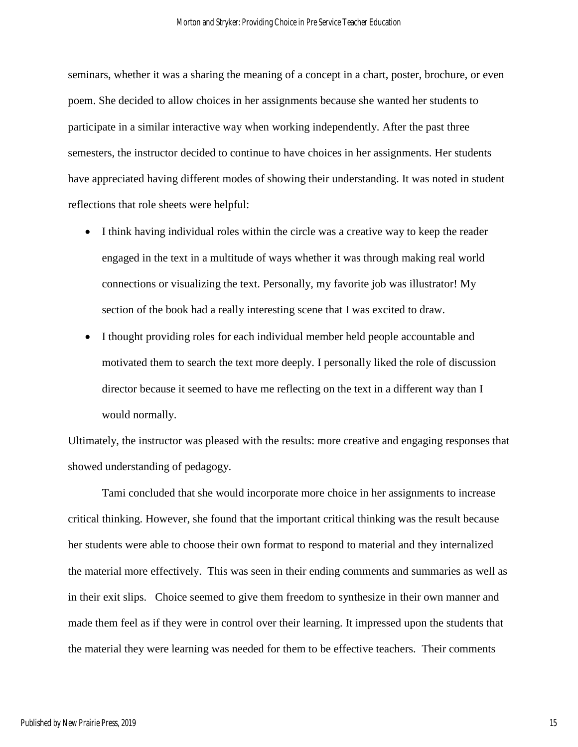seminars, whether it was a sharing the meaning of a concept in a chart, poster, brochure, or even poem. She decided to allow choices in her assignments because she wanted her students to participate in a similar interactive way when working independently. After the past three semesters, the instructor decided to continue to have choices in her assignments. Her students have appreciated having different modes of showing their understanding. It was noted in student reflections that role sheets were helpful:

- I think having individual roles within the circle was a creative way to keep the reader engaged in the text in a multitude of ways whether it was through making real world connections or visualizing the text. Personally, my favorite job was illustrator! My section of the book had a really interesting scene that I was excited to draw.
- I thought providing roles for each individual member held people accountable and motivated them to search the text more deeply. I personally liked the role of discussion director because it seemed to have me reflecting on the text in a different way than I would normally.

Ultimately, the instructor was pleased with the results: more creative and engaging responses that showed understanding of pedagogy.

Tami concluded that she would incorporate more choice in her assignments to increase critical thinking. However, she found that the important critical thinking was the result because her students were able to choose their own format to respond to material and they internalized the material more effectively. This was seen in their ending comments and summaries as well as in their exit slips. Choice seemed to give them freedom to synthesize in their own manner and made them feel as if they were in control over their learning. It impressed upon the students that the material they were learning was needed for them to be effective teachers. Their comments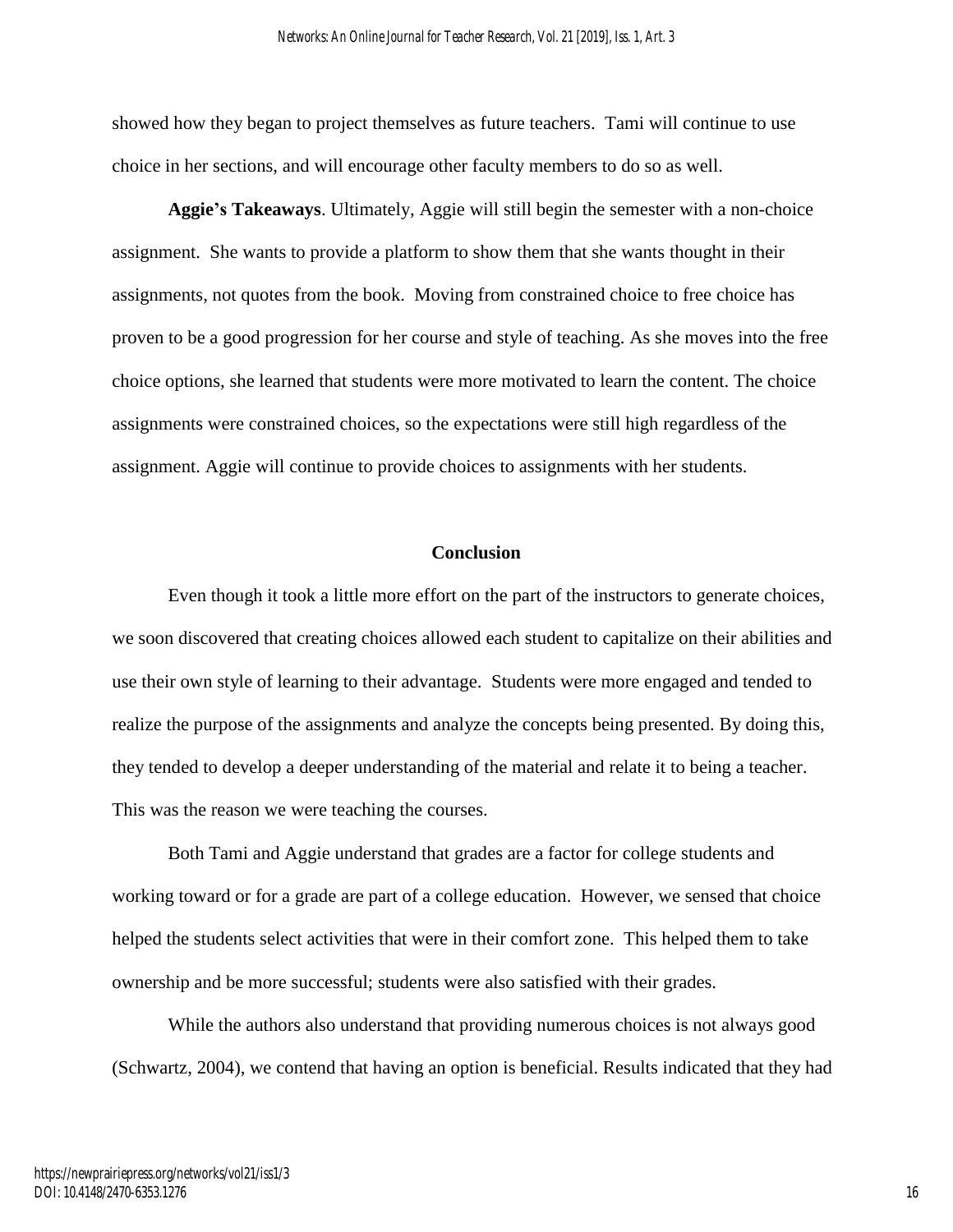showed how they began to project themselves as future teachers.  Tami will continue to use choice in her sections, and will encourage other faculty members to do so as well.

**Aggie's Takeaways**. Ultimately, Aggie will still begin the semester with a non-choice assignment.  She wants to provide a platform to show them that she wants thought in their assignments, not quotes from the book.  Moving from constrained choice to free choice has proven to be a good progression for her course and style of teaching. As she moves into the free choice options, she learned that students were more motivated to learn the content. The choice assignments were constrained choices, so the expectations were still high regardless of the assignment. Aggie will continue to provide choices to assignments with her students.

## Conclusion

Even though it took a little more effort on the part of the instructors to generate choices, we soon discovered that creating choices allowed each student to capitalize on their abilities and use their own style of learning to their advantage.  Students were more engaged and tended to realize the purpose of the assignments and analyze the concepts being presented. By doing this, they tended to develop a deeper understanding of the material and relate it to being a teacher. This was the reason we were teaching the courses.

Both Tami and Aggie understand that grades are a factor for college students and working toward or for a grade are part of a college education.  However, we sensed that choice helped the students select activities that were in their comfort zone.  This helped them to take ownership and be more successful; students were also satisfied with their grades.

While the authors also understand that providing numerous choices is not always good (Schwartz, 2004), we contend that having an option is beneficial. Results indicated that they had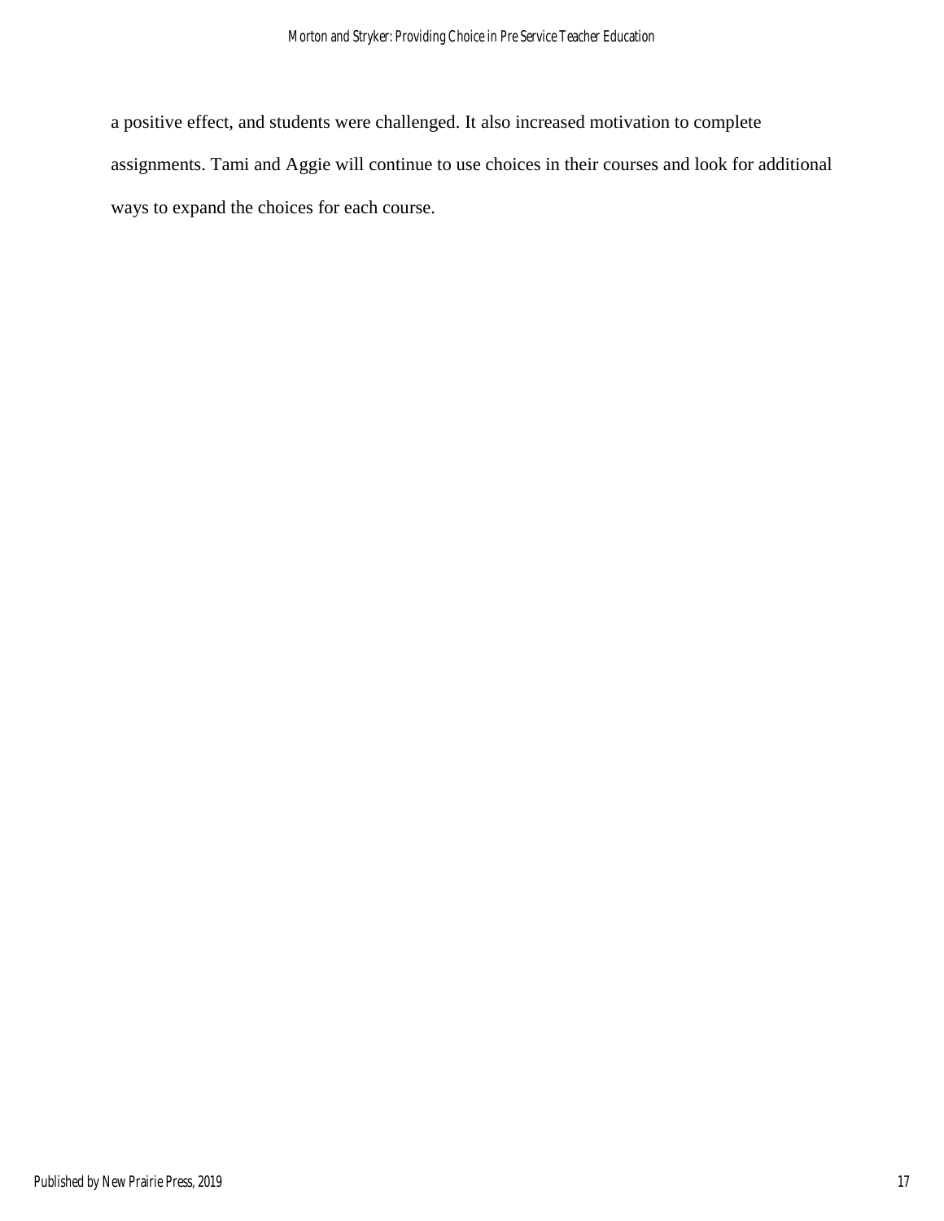a positive effect, and students were challenged. It also increased motivation to complete assignments. Tami and Aggie will continue to use choices in their courses and look for additional ways to expand the choices for each course.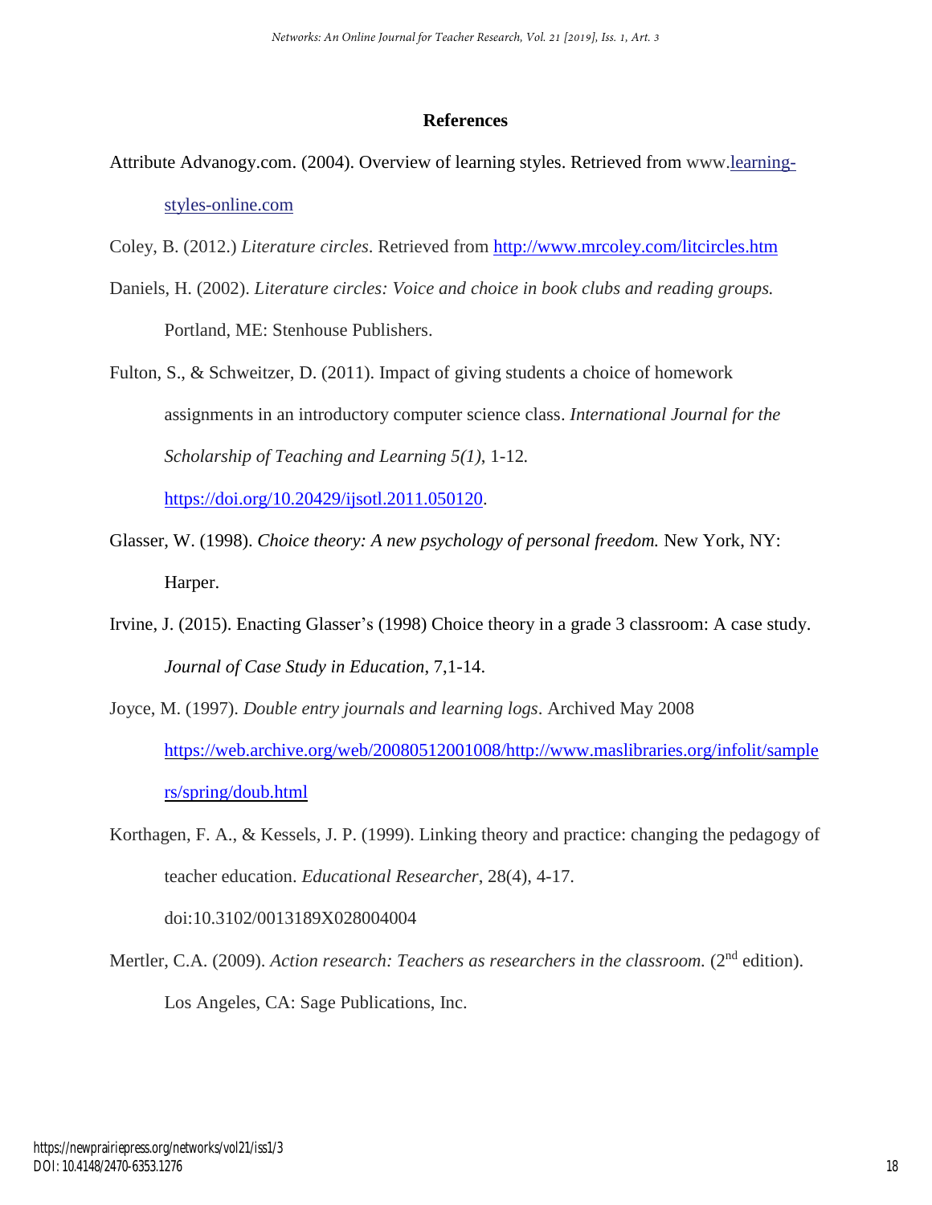## References

Attribute Advanogy.com. (2004). Overview of learning styles. Retrieved from www.learning-styles-online.com

Coley, B. (2012.) *Literature circles*. Retrieved from http://www.mrcoley.com/litcircles.htm

Daniels, H. (2002). *Literature circles: Voice and choice in book clubs and reading groups.* Portland, ME: Stenhouse Publishers.

Fulton, S., & Schweitzer, D. (2011). Impact of giving students a choice of homework assignments in an introductory computer science class. *International Journal for the Scholarship of Teaching and Learning 5(1)*, 1-12. https://doi.org/10.20429/ijsotl.2011.050120.

Glasser, W. (1998). *Choice theory: A new psychology of personal freedom.* New York, NY: Harper.

Irvine, J. (2015). Enacting Glasser's (1998) Choice theory in a grade 3 classroom: A case study. *Journal of Case Study in Education*, 7,1-14.

Joyce, M. (1997). *Double entry journals and learning logs*. Archived May 2008 https://web.archive.org/web/20080512001008/http://www.maslibraries.org/infolit/samplers/spring/doub.html

Korthagen, F. A., & Kessels, J. P. (1999). Linking theory and practice: changing the pedagogy of teacher education. *Educational Researcher*, 28(4), 4-17. doi:10.3102/0013189X028004004

Mertler, C.A. (2009). *Action research: Teachers as researchers in the classroom.* (2nd edition). Los Angeles, CA: Sage Publications, Inc.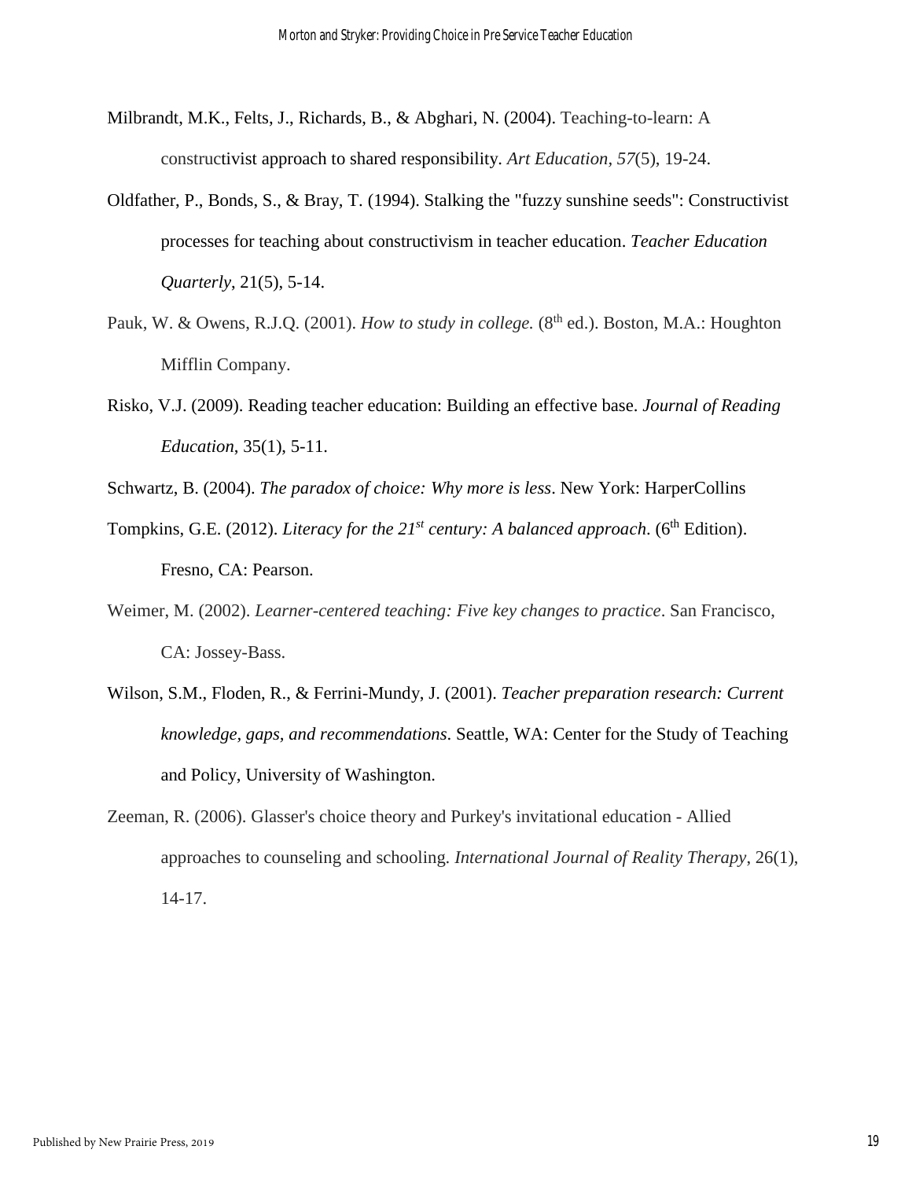Milbrandt, M.K., Felts, J., Richards, B., & Abghari, N. (2004). Teaching-to-learn: A constructivist approach to shared responsibility. *Art Education*, *57*(5), 19-24.

Oldfather, P., Bonds, S., & Bray, T. (1994). Stalking the "fuzzy sunshine seeds": Constructivist processes for teaching about constructivism in teacher education. *Teacher Education Quarterly*, 21(5), 5-14.

Pauk, W. & Owens, R.J.Q. (2001). *How to study in college.* (8th ed.). Boston, M.A.: Houghton Mifflin Company.

Risko, V.J. (2009). Reading teacher education: Building an effective base. *Journal of Reading Education*, 35(1), 5-11.

Schwartz, B. (2004). *The paradox of choice: Why more is less*. New York: HarperCollins

Tompkins, G.E. (2012). *Literacy for the 21st century: A balanced approach*. (6th Edition). Fresno, CA: Pearson.

Weimer, M. (2002). *Learner-centered teaching: Five key changes to practice*. San Francisco, CA: Jossey-Bass.

Wilson, S.M., Floden, R., & Ferrini-Mundy, J. (2001). *Teacher preparation research: Current knowledge, gaps, and recommendations*. Seattle, WA: Center for the Study of Teaching and Policy, University of Washington.

Zeeman, R. (2006). Glasser's choice theory and Purkey's invitational education - Allied approaches to counseling and schooling. *International Journal of Reality Therapy*, 26(1), 14-17.